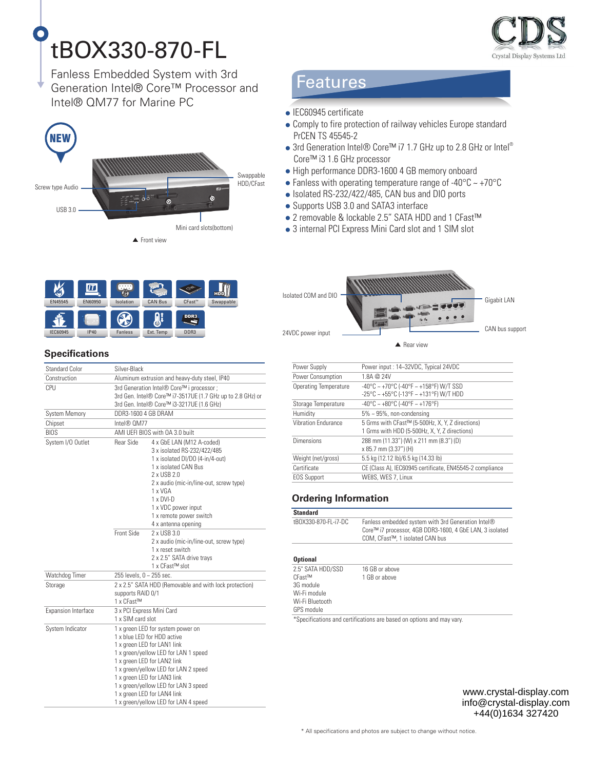# tBOX330-870-FL

Fanless Embedded System with 3rd Generation Intel® Core™ Processor and Intel® QM77 for Marine PC

NEW

Screw type Audio

USB 3.0

Swappable HDD/CFast

Mini card slots(bottom)

▲ Front view

## Features

- IEC60945 certificate
- Comply to fire protection of railway vehicles Europe standard PrCEN TS 45545-2
- 3rd Generation Intel® Core™ i7 1.7 GHz up to 2.8 GHz or Intel® Core™ i3 1.6 GHz processor
- High performance DDR3-1600 4 GB memory onboard
- Fanless with operating temperature range of -40°C ~ +70°C
- Isolated RS-232/422/485, CAN bus and DIO ports
- Supports USB 3.0 and SATA3 interface
- 2 removable & lockable 2.5" SATA HDD and 1 CFast™
- 3 internal PCI Express Mini Card slot and 1 SIM slot

EN45545 | EN60950 | Isolation | CAN Bus | CFast™ | Swappable | IEC60945 | IP40 | Fanless | Ext. Temp | DDR3

Isolated COM and DIO

24VDC power input

Gigabit LAN

CAN bus support

▲ Rear view

## Specifications

| | | |
|---|---|---|
| Standard Color | Silver-Black | |
| Construction | Aluminum extrusion and heavy-duty steel, IP40 | |
| CPU | 3rd Generation Intel® Core™ i processor ;<br>3rd Gen. Intel® Core™ i7-3517UE (1.7 GHz up to 2.8 GHz) or<br>3rd Gen. Intel® Core™ i3-3217UE (1.6 GHz) | |
| System Memory | DDR3-1600 4 GB DRAM | |
| Chipset | Intel® QM77 | |
| BIOS | AMI UEFI BIOS with OA 3.0 built | |
| System I/O Outlet | Rear Side | 4 x GbE LAN (M12 A-coded)<br>3 x isolated RS-232/422/485<br>1 x isolated DI/DO (4-in/4-out)<br>1 x isolated CAN Bus<br>2 x USB 2.0<br>2 x audio (mic-in/line-out, screw type)<br>1 x VGA<br>1 x DVI-D<br>1 x VDC power input<br>1 x remote power switch<br>4 x antenna opening |
| | Front Side | 2 x USB 3.0<br>2 x audio (mic-in/line-out, screw type)<br>1 x reset switch<br>2 x 2.5" SATA drive trays<br>1 x CFast™ slot |
| Watchdog Timer | 255 levels, 0 ~ 255 sec. | |
| Storage | 2 x 2.5" SATA HDD (Removable and with lock protection)<br>supports RAID 0/1<br>1 x CFast™ | |
| Expansion Interface | 3 x PCI Express Mini Card<br>1 x SIM card slot | |
| System Indicator | 1 x green LED for system power on<br>1 x blue LED for HDD active<br>1 x green LED for LAN1 link<br>1 x green/yellow LED for LAN 1 speed<br>1 x green LED for LAN2 link<br>1 x green/yellow LED for LAN 2 speed<br>1 x green LED for LAN3 link<br>1 x green/yellow LED for LAN 3 speed<br>1 x green LED for LAN4 link<br>1 x green/yellow LED for LAN 4 speed | |

| | |
|---|---|
| Power Supply | Power input : 14~32VDC, Typical 24VDC |
| Power Consumption | 1.8A @ 24V |
| Operating Temperature | -40°C ~ +70°C (-40°F ~ +158°F) W/T SSD<br>-25°C ~ +55°C (-13°F ~ +131°F) W/T HDD |
| Storage Temperature | -40°C ~ +80°C (-40°F ~ +176°F) |
| Humidity | 5% ~ 95%, non-condensing |
| Vibration Endurance | 5 Grms with CFast™ (5-500Hz, X, Y, Z directions)<br>1 Grms with HDD (5-500Hz, X, Y, Z directions) |
| Dimensions | 288 mm (11.33") (W) x 211 mm (8.3") (D)<br>x 85.7 mm (3.37") (H) |
| Weight (net/gross) | 5.5 kg (12.12 lb)/6.5 kg (14.33 lb) |
| Certificate | CE (Class A), IEC60945 certificate, EN45545-2 compliance |
| EOS Support | WE8S, WES 7, Linux |

## Ordering Information

| **Standard** | |
|---|---|
| tBOX330-870-FL-i7-DC | Fanless embedded system with 3rd Generation Intel® Core™ i7 processor, 4GB DDR3-1600, 4 GbE LAN, 3 isolated COM, CFast™, 1 isolated CAN bus |

| **Optional** | |
|---|---|
| 2.5" SATA HDD/SSD | 16 GB or above |
| CFast™ | 1 GB or above |
| 3G module | |
| Wi-Fi module | |
| Wi-Fi Bluetooth | |
| GPS module | |

*Specifications and certifications are based on options and may vary.

www.crystal-display.com
info@crystal-display.com
+44(0)1634 327420

* All specifications and photos are subject to change without notice.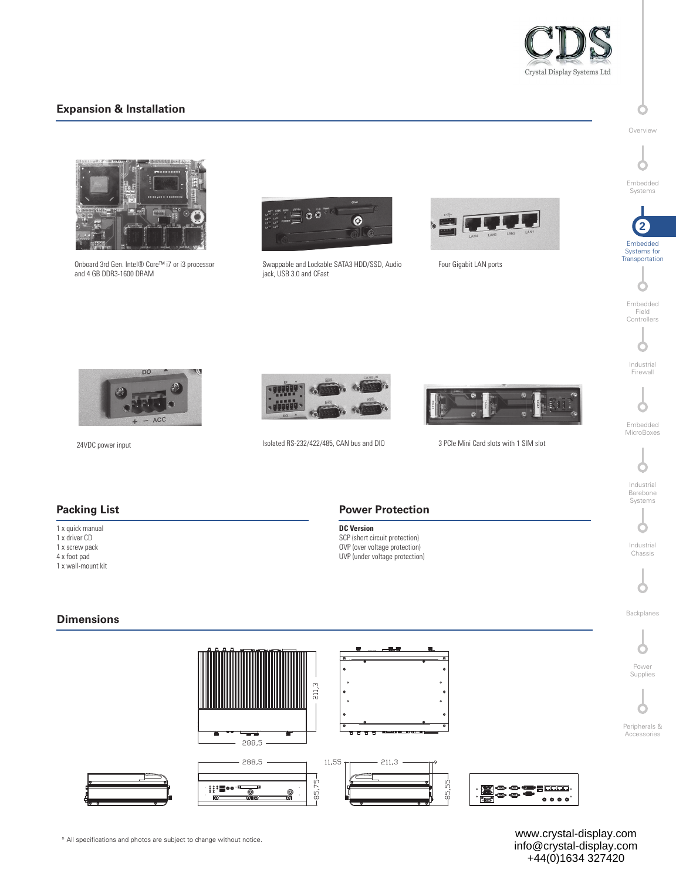## Expansion & Installation

Onboard 3rd Gen. Intel® Core™ i7 or i3 processor and 4 GB DDR3-1600 DRAM

Swappable and Lockable SATA3 HDD/SSD, Audio jack, USB 3.0 and CFast

Four Gigabit LAN ports

24VDC power input

Isolated RS-232/422/485, CAN bus and DIO

3 PCIe Mini Card slots with 1 SIM slot

## Packing List

1 x quick manual
1 x driver CD
1 x screw pack
4 x foot pad
1 x wall-mount kit

## Power Protection

**DC Version**
SCP (short circuit protection)
OVP (over voltage protection)
UVP (under voltage protection)

## Dimensions

211,3
288,5
288,5
85,75
11,55
211,3
85,55

* All specifications and photos are subject to change without notice.

www.crystal-display.com
info@crystal-display.com
+44(0)1634 327420